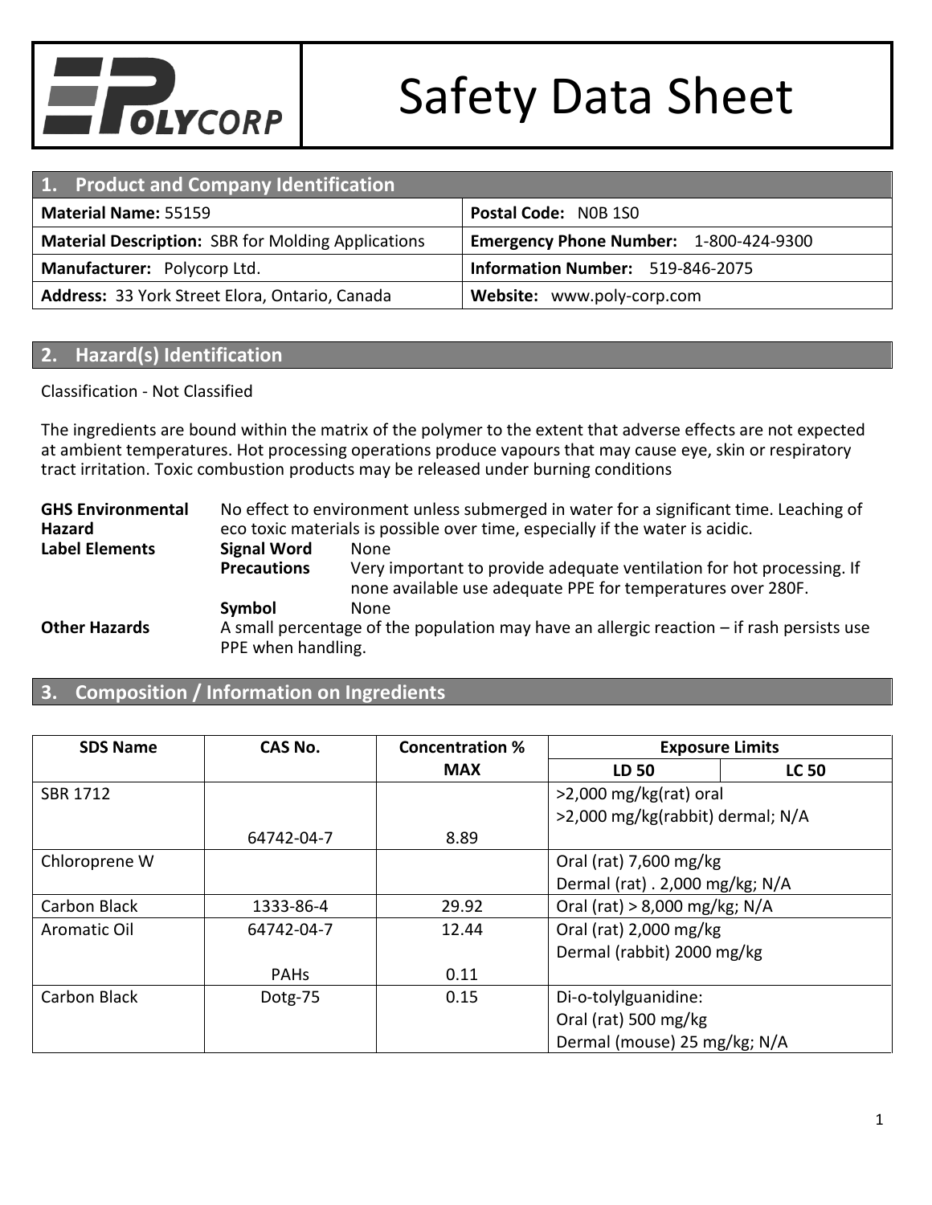# Safety Data Sheet

POLYCORP

## 1. Product and Company Identification

| | |
|---|---|
| **Material Name:** 55159 | **Postal Code:** N0B 1S0 |
| **Material Description:** SBR for Molding Applications | **Emergency Phone Number:** 1-800-424-9300 |
| **Manufacturer:** Polycorp Ltd. | **Information Number:** 519-846-2075 |
| **Address:** 33 York Street Elora, Ontario, Canada | **Website:** www.poly-corp.com |

## 2. Hazard(s) Identification

Classification - Not Classified

The ingredients are bound within the matrix of the polymer to the extent that adverse effects are not expected at ambient temperatures. Hot processing operations produce vapours that may cause eye, skin or respiratory tract irritation. Toxic combustion products may be released under burning conditions

**GHS Environmental Hazard**: No effect to environment unless submerged in water for a significant time. Leaching of eco toxic materials is possible over time, especially if the water is acidic.

**Label Elements**
- **Signal Word**: None
- **Precautions**: Very important to provide adequate ventilation for hot processing. If none available use adequate PPE for temperatures over 280F.
- **Symbol**: None

**Other Hazards**: A small percentage of the population may have an allergic reaction – if rash persists use PPE when handling.

## 3. Composition / Information on Ingredients

| SDS Name | CAS No. | Concentration % MAX | Exposure Limits LD 50 | Exposure Limits LC 50 |
|---|---|---|---|---|
| SBR 1712 | 64742-04-7 | 8.89 | >2,000 mg/kg(rat) oral<br>>2,000 mg/kg(rabbit) dermal; N/A | |
| Chloroprene W | | | Oral (rat) 7,600 mg/kg<br>Dermal (rat) . 2,000 mg/kg; N/A | |
| Carbon Black | 1333-86-4 | 29.92 | Oral (rat) > 8,000 mg/kg; N/A | |
| Aromatic Oil | 64742-04-7<br><br>PAHs | 12.44<br><br>0.11 | Oral (rat) 2,000 mg/kg<br>Dermal (rabbit) 2000 mg/kg | |
| Carbon Black | Dotg-75 | 0.15 | Di-o-tolylguanidine:<br>Oral (rat) 500 mg/kg<br>Dermal (mouse) 25 mg/kg; N/A | |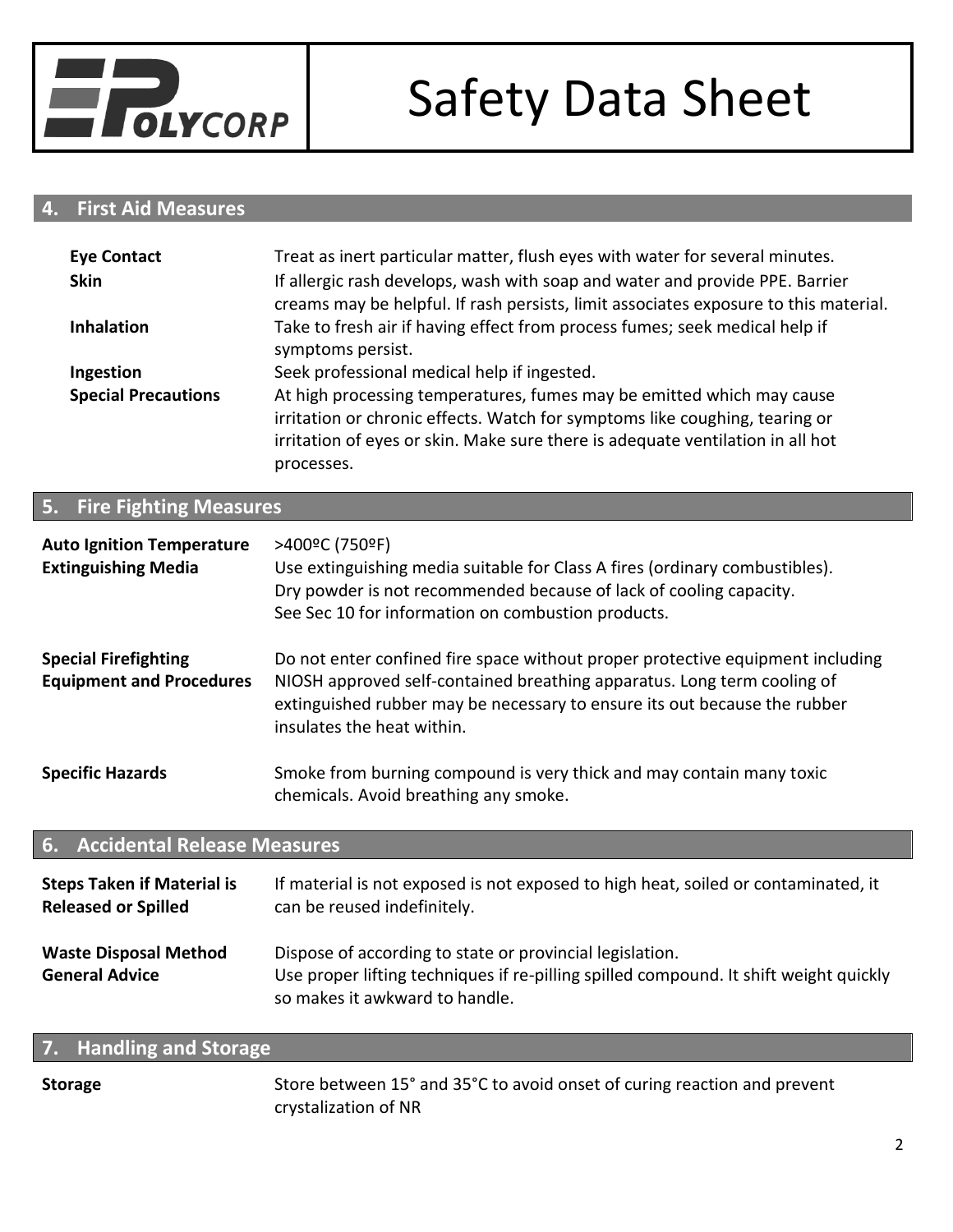# Safety Data Sheet

## 4. First Aid Measures

**Eye Contact** Treat as inert particular matter, flush eyes with water for several minutes.

**Skin** If allergic rash develops, wash with soap and water and provide PPE. Barrier creams may be helpful. If rash persists, limit associates exposure to this material.

**Inhalation** Take to fresh air if having effect from process fumes; seek medical help if symptoms persist.

**Ingestion** Seek professional medical help if ingested.

**Special Precautions** At high processing temperatures, fumes may be emitted which may cause irritation or chronic effects. Watch for symptoms like coughing, tearing or irritation of eyes or skin. Make sure there is adequate ventilation in all hot processes.

## 5. Fire Fighting Measures

**Auto Ignition Temperature** >400ºC (750ºF)

**Extinguishing Media** Use extinguishing media suitable for Class A fires (ordinary combustibles). Dry powder is not recommended because of lack of cooling capacity. See Sec 10 for information on combustion products.

**Special Firefighting Equipment and Procedures** Do not enter confined fire space without proper protective equipment including NIOSH approved self-contained breathing apparatus. Long term cooling of extinguished rubber may be necessary to ensure its out because the rubber insulates the heat within.

**Specific Hazards** Smoke from burning compound is very thick and may contain many toxic chemicals. Avoid breathing any smoke.

## 6. Accidental Release Measures

**Steps Taken if Material is Released or Spilled** If material is not exposed is not exposed to high heat, soiled or contaminated, it can be reused indefinitely.

**Waste Disposal Method** Dispose of according to state or provincial legislation.

**General Advice** Use proper lifting techniques if re-pilling spilled compound. It shift weight quickly so makes it awkward to handle.

## 7. Handling and Storage

**Storage** Store between 15° and 35°C to avoid onset of curing reaction and prevent crystalization of NR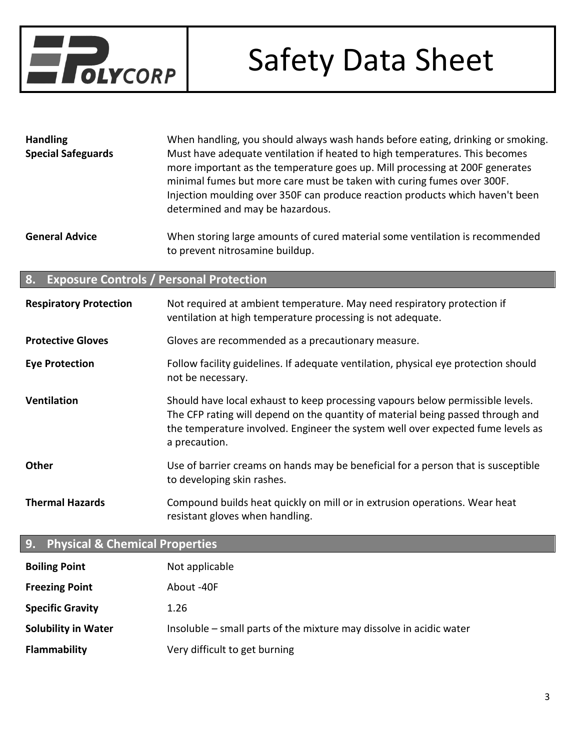| | |
|---|---|
| **Handling**<br>**Special Safeguards** | When handling, you should always wash hands before eating, drinking or smoking. Must have adequate ventilation if heated to high temperatures. This becomes more important as the temperature goes up. Mill processing at 200F generates minimal fumes but more care must be taken with curing fumes over 300F. Injection moulding over 350F can produce reaction products which haven't been determined and may be hazardous. |
| **General Advice** | When storing large amounts of cured material some ventilation is recommended to prevent nitrosamine buildup. |

## 8. Exposure Controls / Personal Protection

| | |
|---|---|
| **Respiratory Protection** | Not required at ambient temperature. May need respiratory protection if ventilation at high temperature processing is not adequate. |
| **Protective Gloves** | Gloves are recommended as a precautionary measure. |
| **Eye Protection** | Follow facility guidelines. If adequate ventilation, physical eye protection should not be necessary. |
| **Ventilation** | Should have local exhaust to keep processing vapours below permissible levels. The CFP rating will depend on the quantity of material being passed through and the temperature involved. Engineer the system well over expected fume levels as a precaution. |
| **Other** | Use of barrier creams on hands may be beneficial for a person that is susceptible to developing skin rashes. |
| **Thermal Hazards** | Compound builds heat quickly on mill or in extrusion operations. Wear heat resistant gloves when handling. |

## 9. Physical & Chemical Properties

| | |
|---|---|
| **Boiling Point** | Not applicable |
| **Freezing Point** | About -40F |
| **Specific Gravity** | 1.26 |
| **Solubility in Water** | Insoluble – small parts of the mixture may dissolve in acidic water |
| **Flammability** | Very difficult to get burning |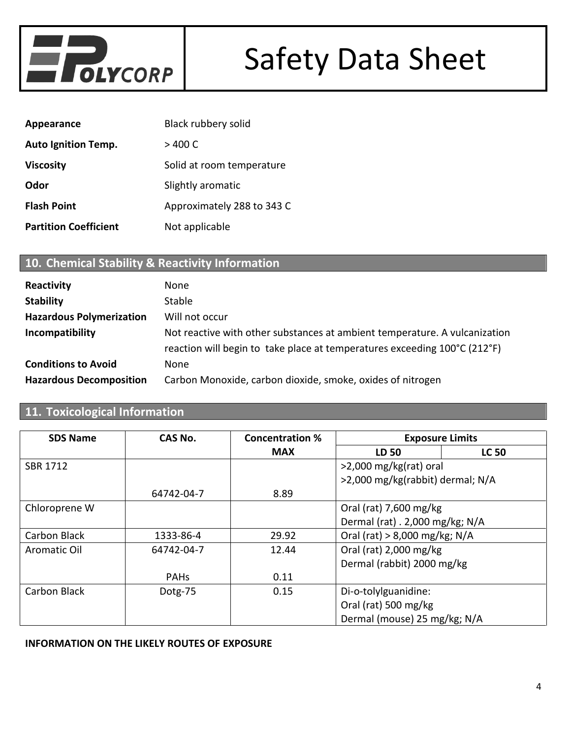| | |
|---|---|
| **Appearance** | Black rubbery solid |
| **Auto Ignition Temp.** | > 400 C |
| **Viscosity** | Solid at room temperature |
| **Odor** | Slightly aromatic |
| **Flash Point** | Approximately 288 to 343 C |
| **Partition Coefficient** | Not applicable |

## 10. Chemical Stability & Reactivity Information

| | |
|---|---|
| **Reactivity** | None |
| **Stability** | Stable |
| **Hazardous Polymerization** | Will not occur |
| **Incompatibility** | Not reactive with other substances at ambient temperature. A vulcanization reaction will begin to take place at temperatures exceeding 100°C (212°F) |
| **Conditions to Avoid** | None |
| **Hazardous Decomposition** | Carbon Monoxide, carbon dioxide, smoke, oxides of nitrogen |

## 11. Toxicological Information

| SDS Name | CAS No. | Concentration % | Exposure Limits | |
|---|---|---|---|---|
| | | MAX | LD 50 | LC 50 |
| SBR 1712 | 64742-04-7 | 8.89 | >2,000 mg/kg(rat) oral<br>>2,000 mg/kg(rabbit) dermal; N/A | |
| Chloroprene W | | | Oral (rat) 7,600 mg/kg<br>Dermal (rat) . 2,000 mg/kg; N/A | |
| Carbon Black | 1333-86-4 | 29.92 | Oral (rat) > 8,000 mg/kg; N/A | |
| Aromatic Oil | 64742-04-7<br><br>PAHs | 12.44<br><br>0.11 | Oral (rat) 2,000 mg/kg<br>Dermal (rabbit) 2000 mg/kg | |
| Carbon Black | Dotg-75 | 0.15 | Di-o-tolylguanidine:<br>Oral (rat) 500 mg/kg<br>Dermal (mouse) 25 mg/kg; N/A | |

**INFORMATION ON THE LIKELY ROUTES OF EXPOSURE**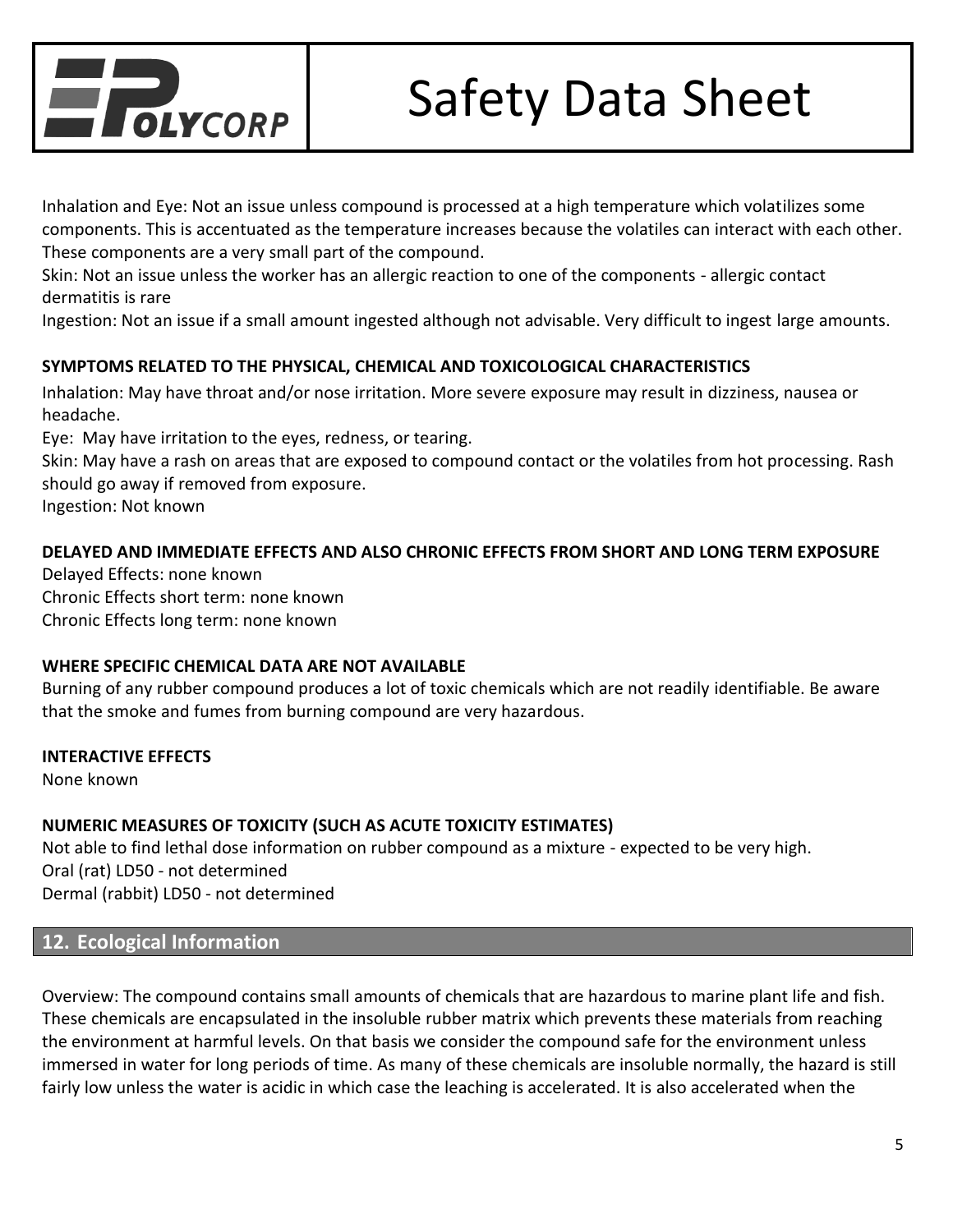Inhalation and Eye: Not an issue unless compound is processed at a high temperature which volatilizes some components. This is accentuated as the temperature increases because the volatiles can interact with each other. These components are a very small part of the compound.
Skin: Not an issue unless the worker has an allergic reaction to one of the components - allergic contact dermatitis is rare
Ingestion: Not an issue if a small amount ingested although not advisable. Very difficult to ingest large amounts.

**SYMPTOMS RELATED TO THE PHYSICAL, CHEMICAL AND TOXICOLOGICAL CHARACTERISTICS**

Inhalation: May have throat and/or nose irritation. More severe exposure may result in dizziness, nausea or headache.
Eye: May have irritation to the eyes, redness, or tearing.
Skin: May have a rash on areas that are exposed to compound contact or the volatiles from hot processing. Rash should go away if removed from exposure.
Ingestion: Not known

**DELAYED AND IMMEDIATE EFFECTS AND ALSO CHRONIC EFFECTS FROM SHORT AND LONG TERM EXPOSURE**

Delayed Effects: none known
Chronic Effects short term: none known
Chronic Effects long term: none known

**WHERE SPECIFIC CHEMICAL DATA ARE NOT AVAILABLE**

Burning of any rubber compound produces a lot of toxic chemicals which are not readily identifiable. Be aware that the smoke and fumes from burning compound are very hazardous.

**INTERACTIVE EFFECTS**

None known

**NUMERIC MEASURES OF TOXICITY (SUCH AS ACUTE TOXICITY ESTIMATES)**

Not able to find lethal dose information on rubber compound as a mixture - expected to be very high.
Oral (rat) LD50 - not determined
Dermal (rabbit) LD50 - not determined

## 12. Ecological Information

Overview: The compound contains small amounts of chemicals that are hazardous to marine plant life and fish. These chemicals are encapsulated in the insoluble rubber matrix which prevents these materials from reaching the environment at harmful levels. On that basis we consider the compound safe for the environment unless immersed in water for long periods of time. As many of these chemicals are insoluble normally, the hazard is still fairly low unless the water is acidic in which case the leaching is accelerated. It is also accelerated when the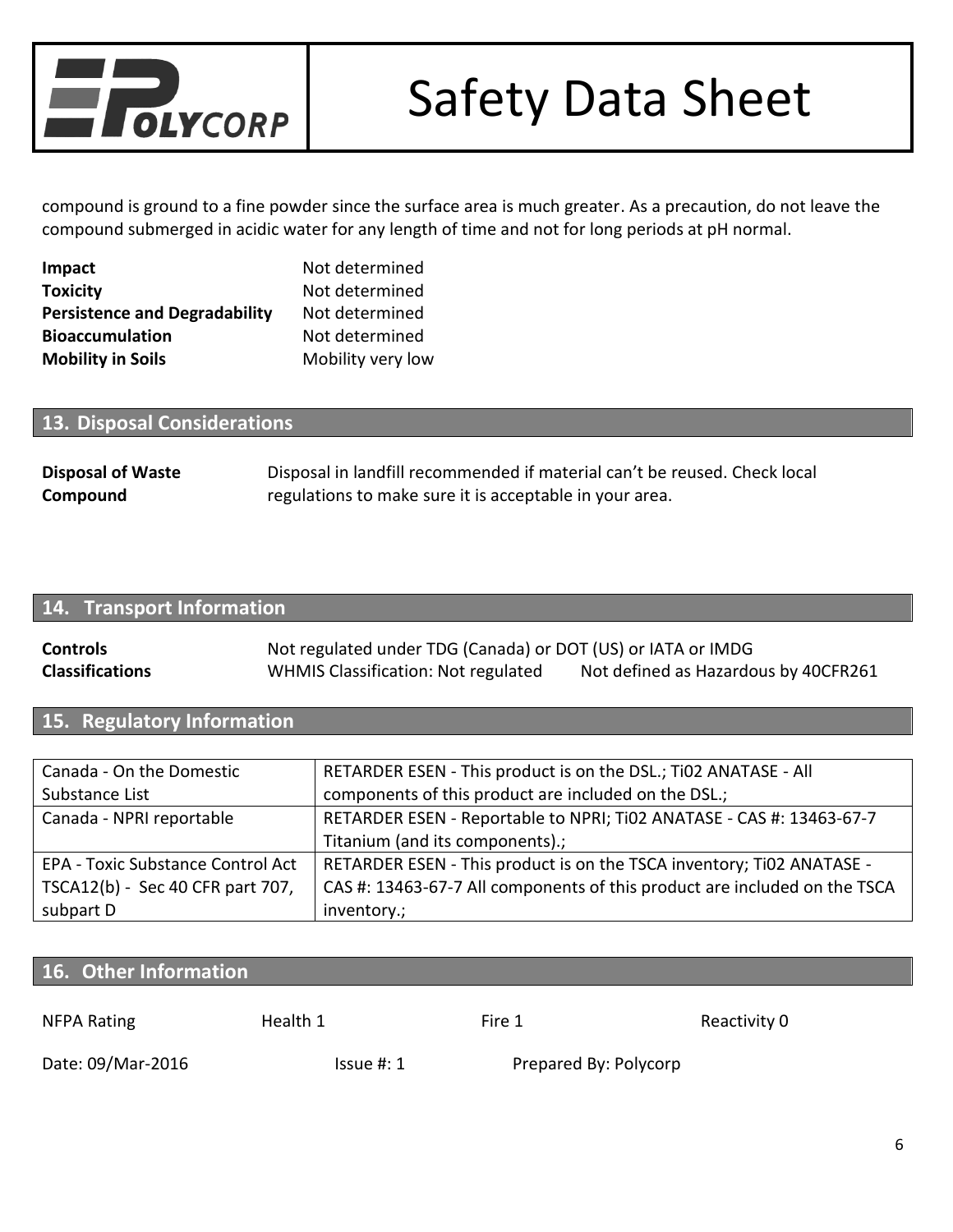compound is ground to a fine powder since the surface area is much greater. As a precaution, do not leave the compound submerged in acidic water for any length of time and not for long periods at pH normal.

| | |
|---|---|
| **Impact** | Not determined |
| **Toxicity** | Not determined |
| **Persistence and Degradability** | Not determined |
| **Bioaccumulation** | Not determined |
| **Mobility in Soils** | Mobility very low |

## 13. Disposal Considerations

| | |
|---|---|
| **Disposal of Waste Compound** | Disposal in landfill recommended if material can't be reused. Check local regulations to make sure it is acceptable in your area. |

## 14. Transport Information

| | | |
|---|---|---|
| **Controls** | Not regulated under TDG (Canada) or DOT (US) or IATA or IMDG | |
| **Classifications** | WHMIS Classification: Not regulated | Not defined as Hazardous by 40CFR261 |

## 15. Regulatory Information

| | |
|---|---|
| Canada - On the Domestic Substance List | RETARDER ESEN - This product is on the DSL.; Ti02 ANATASE - All components of this product are included on the DSL.; |
| Canada - NPRI reportable | RETARDER ESEN - Reportable to NPRI; Ti02 ANATASE - CAS #: 13463-67-7 Titanium (and its components).; |
| EPA - Toxic Substance Control Act TSCA12(b) - Sec 40 CFR part 707, subpart D | RETARDER ESEN - This product is on the TSCA inventory; Ti02 ANATASE - CAS #: 13463-67-7 All components of this product are included on the TSCA inventory.; |

## 16. Other Information

| | | | |
|---|---|---|---|
| NFPA Rating | Health 1 | Fire 1 | Reactivity 0 |

Date: 09/Mar-2016 Issue #: 1 Prepared By: Polycorp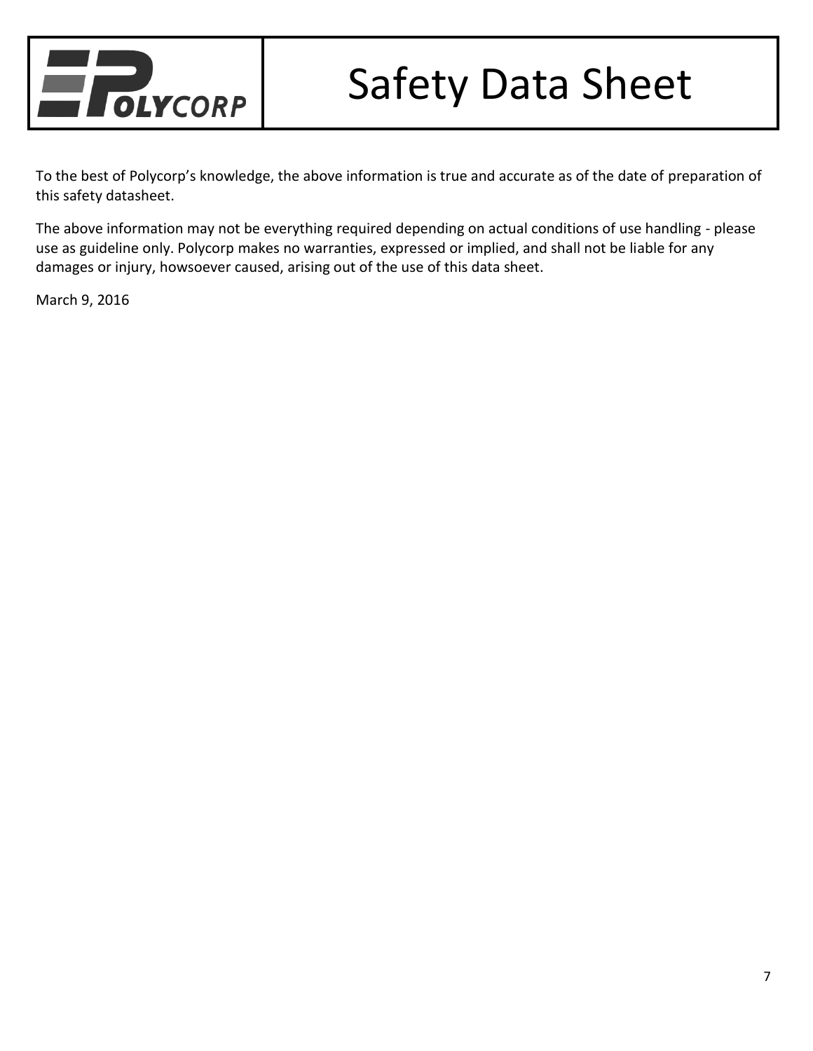To the best of Polycorp's knowledge, the above information is true and accurate as of the date of preparation of this safety datasheet.

The above information may not be everything required depending on actual conditions of use handling - please use as guideline only. Polycorp makes no warranties, expressed or implied, and shall not be liable for any damages or injury, howsoever caused, arising out of the use of this data sheet.

March 9, 2016